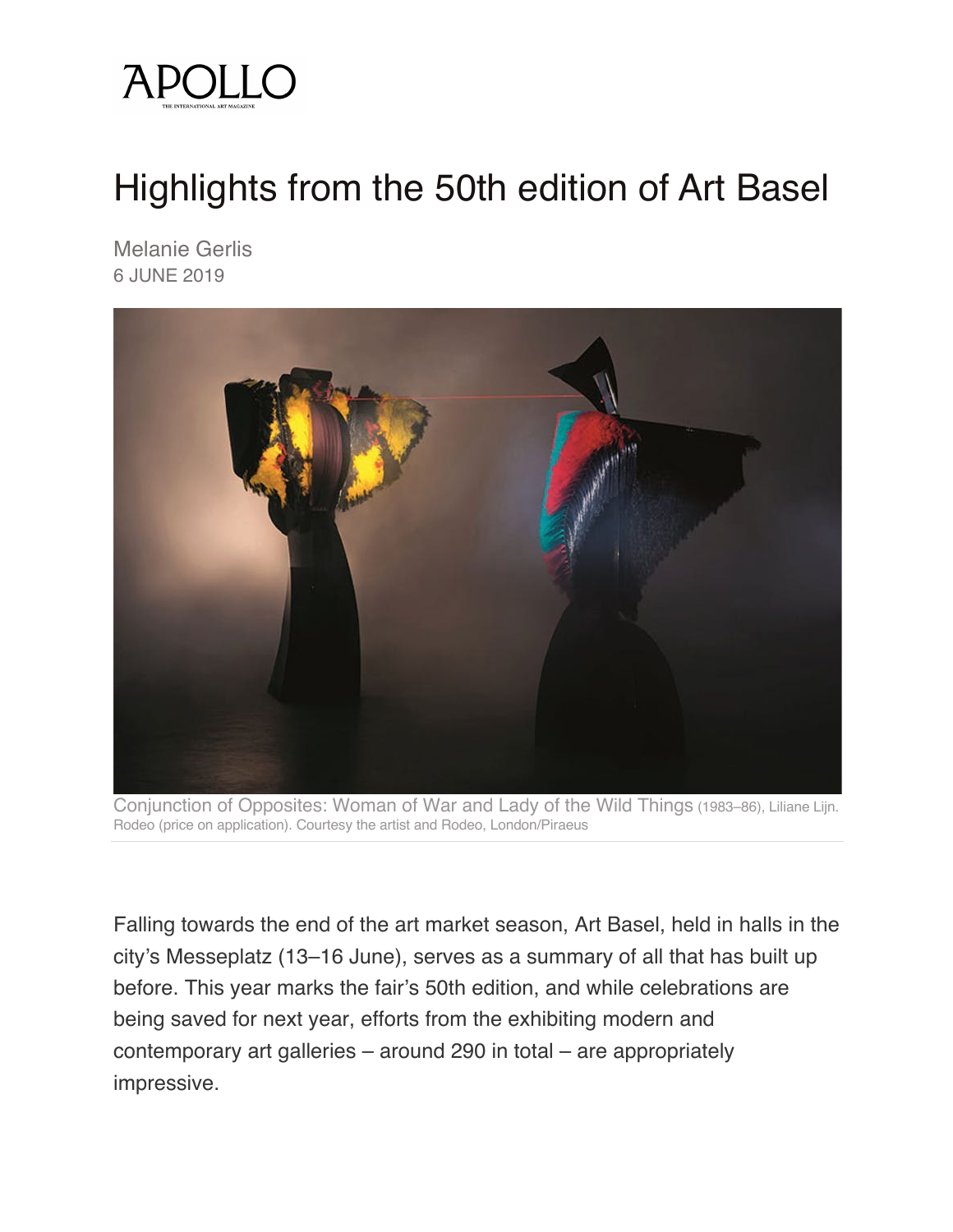APOLLO

THE INTERNATIONAL ART MAGAZINE

# Highlights from the 50th edition of Art Basel

Melanie Gerlis
6 JUNE 2019

Conjunction of Opposites: Woman of War and Lady of the Wild Things (1983–86), Liliane Lijn. Rodeo (price on application). Courtesy the artist and Rodeo, London/Piraeus

Falling towards the end of the art market season, Art Basel, held in halls in the city's Messeplatz (13–16 June), serves as a summary of all that has built up before. This year marks the fair's 50th edition, and while celebrations are being saved for next year, efforts from the exhibiting modern and contemporary art galleries – around 290 in total – are appropriately impressive.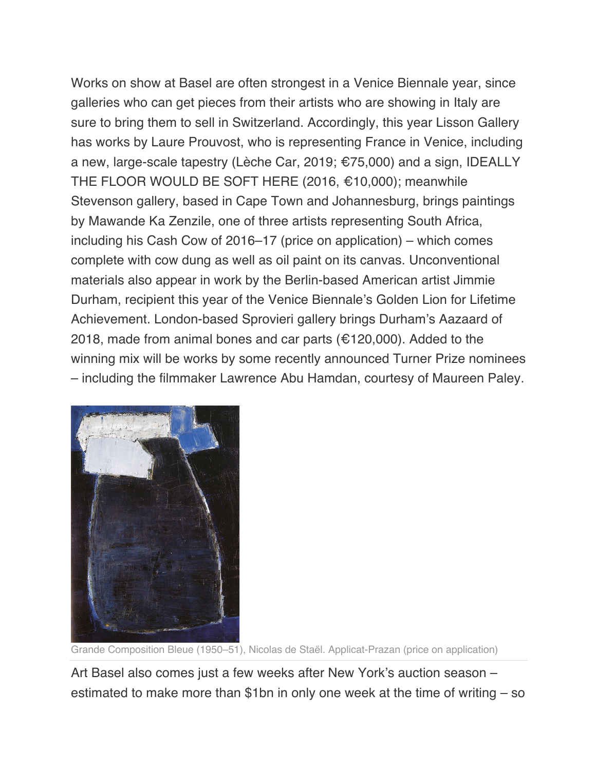Works on show at Basel are often strongest in a Venice Biennale year, since galleries who can get pieces from their artists who are showing in Italy are sure to bring them to sell in Switzerland. Accordingly, this year Lisson Gallery has works by Laure Prouvost, who is representing France in Venice, including a new, large-scale tapestry (Lèche Car, 2019; €75,000) and a sign, IDEALLY THE FLOOR WOULD BE SOFT HERE (2016, €10,000); meanwhile Stevenson gallery, based in Cape Town and Johannesburg, brings paintings by Mawande Ka Zenzile, one of three artists representing South Africa, including his Cash Cow of 2016–17 (price on application) – which comes complete with cow dung as well as oil paint on its canvas. Unconventional materials also appear in work by the Berlin-based American artist Jimmie Durham, recipient this year of the Venice Biennale's Golden Lion for Lifetime Achievement. London-based Sprovieri gallery brings Durham's Aazaard of 2018, made from animal bones and car parts (€120,000). Added to the winning mix will be works by some recently announced Turner Prize nominees – including the filmmaker Lawrence Abu Hamdan, courtesy of Maureen Paley.

Grande Composition Bleue (1950–51), Nicolas de Staël. Applicat-Prazan (price on application)

Art Basel also comes just a few weeks after New York's auction season – estimated to make more than $1bn in only one week at the time of writing – so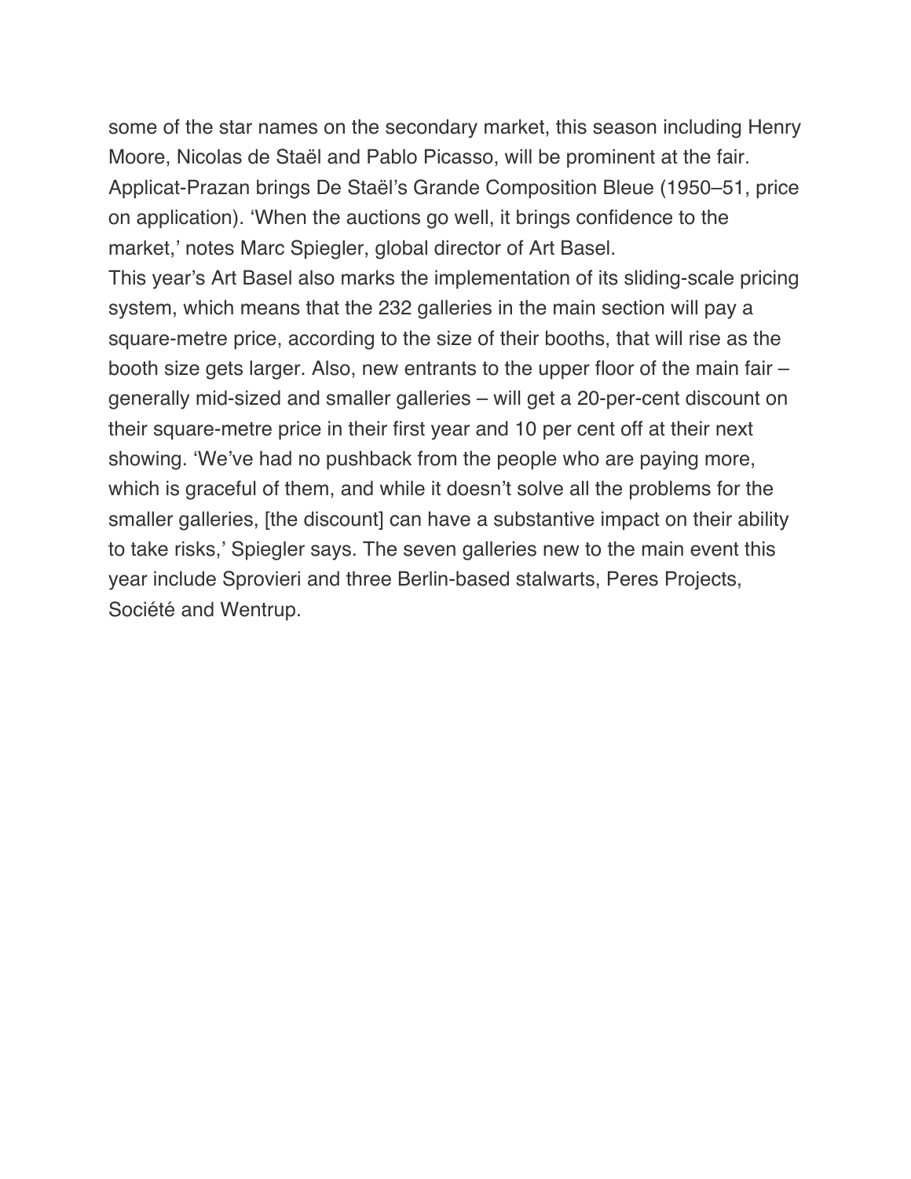some of the star names on the secondary market, this season including Henry Moore, Nicolas de Staël and Pablo Picasso, will be prominent at the fair. Applicat-Prazan brings De Staël's Grande Composition Bleue (1950–51, price on application). 'When the auctions go well, it brings confidence to the market,' notes Marc Spiegler, global director of Art Basel.

This year's Art Basel also marks the implementation of its sliding-scale pricing system, which means that the 232 galleries in the main section will pay a square-metre price, according to the size of their booths, that will rise as the booth size gets larger. Also, new entrants to the upper floor of the main fair – generally mid-sized and smaller galleries – will get a 20-per-cent discount on their square-metre price in their first year and 10 per cent off at their next showing. 'We've had no pushback from the people who are paying more, which is graceful of them, and while it doesn't solve all the problems for the smaller galleries, [the discount] can have a substantive impact on their ability to take risks,' Spiegler says. The seven galleries new to the main event this year include Sprovieri and three Berlin-based stalwarts, Peres Projects, Société and Wentrup.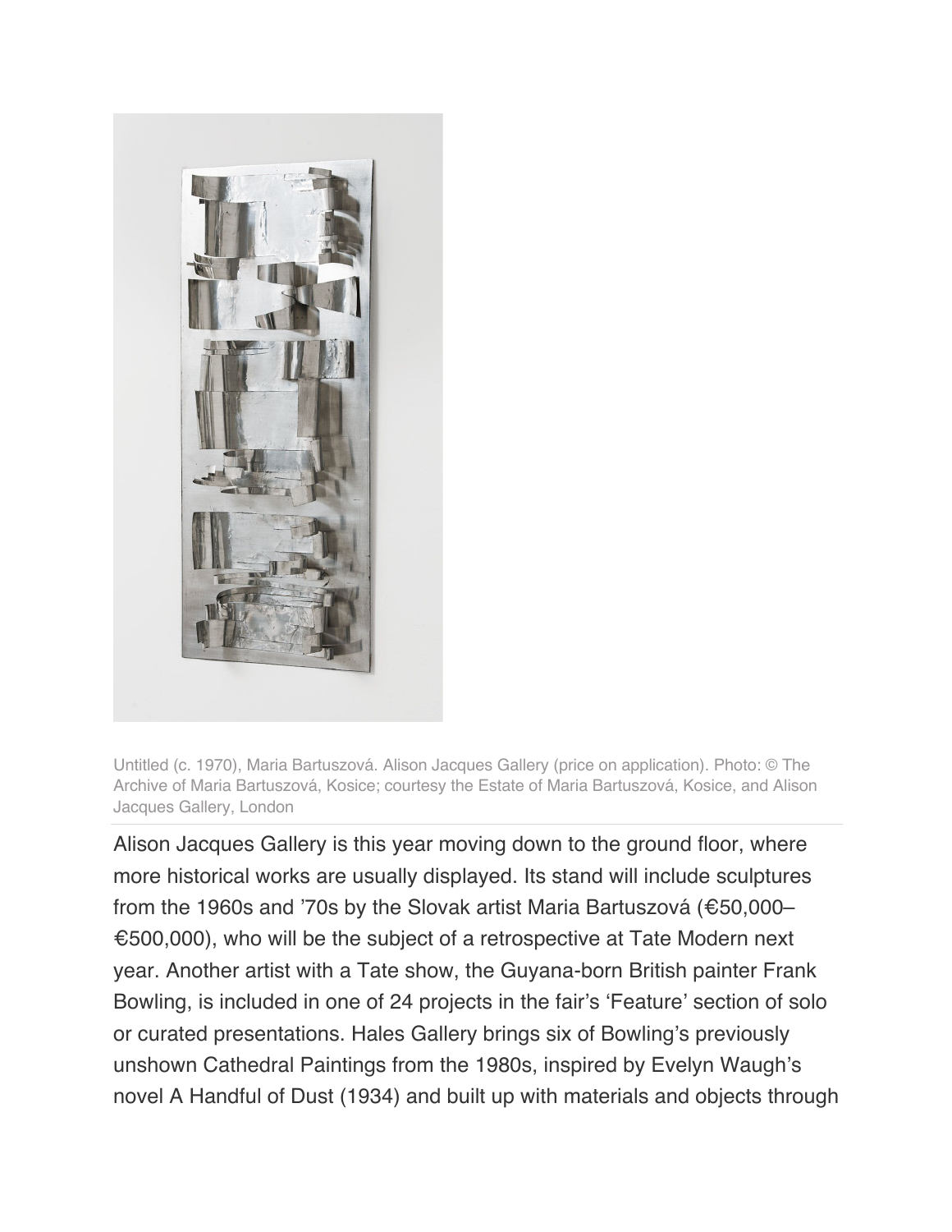Untitled (c. 1970), Maria Bartuszová. Alison Jacques Gallery (price on application). Photo: © The Archive of Maria Bartuszová, Kosice; courtesy the Estate of Maria Bartuszová, Kosice, and Alison Jacques Gallery, London

Alison Jacques Gallery is this year moving down to the ground floor, where more historical works are usually displayed. Its stand will include sculptures from the 1960s and ’70s by the Slovak artist Maria Bartuszová (€50,000–€500,000), who will be the subject of a retrospective at Tate Modern next year. Another artist with a Tate show, the Guyana-born British painter Frank Bowling, is included in one of 24 projects in the fair’s ‘Feature’ section of solo or curated presentations. Hales Gallery brings six of Bowling’s previously unshown Cathedral Paintings from the 1980s, inspired by Evelyn Waugh’s novel A Handful of Dust (1934) and built up with materials and objects through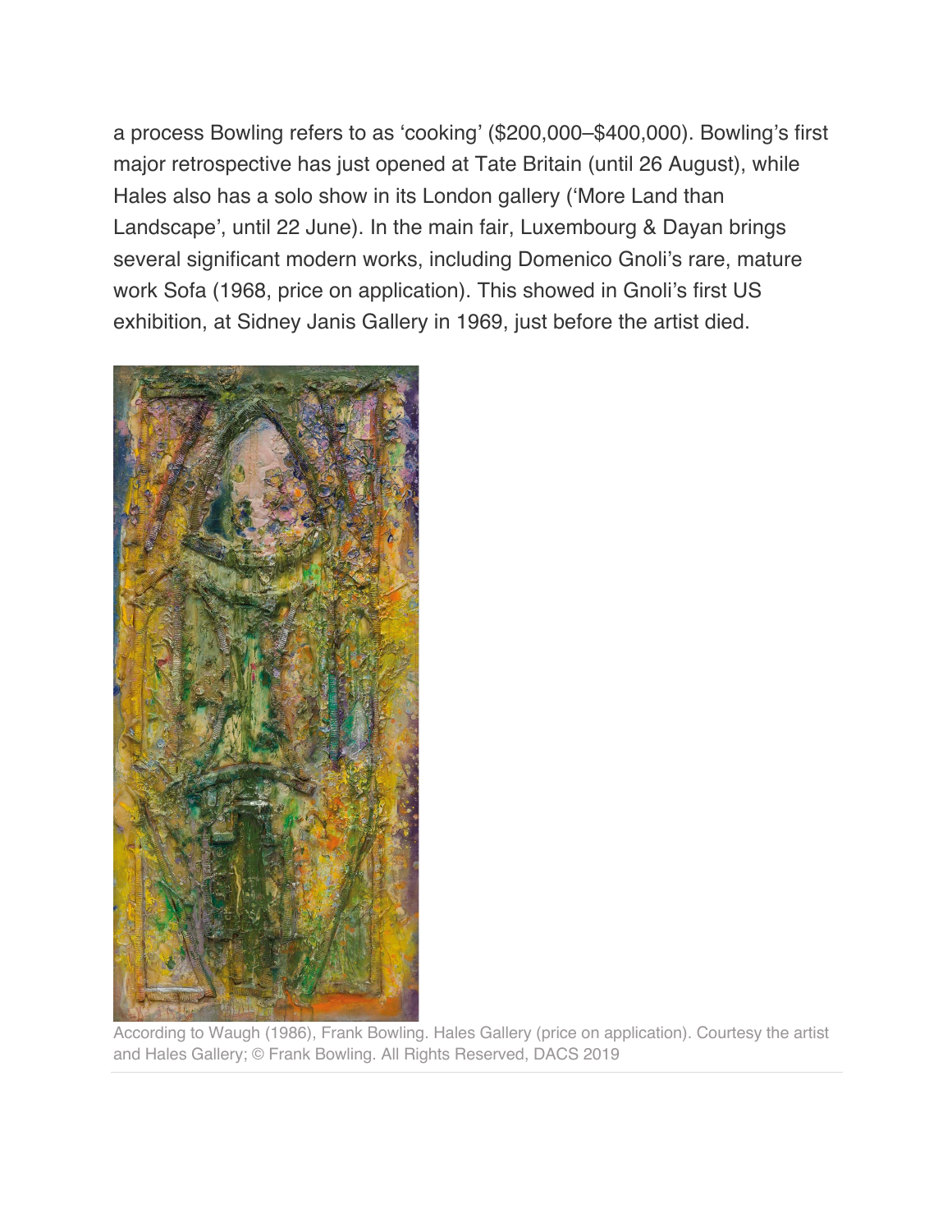a process Bowling refers to as ‘cooking’ ($200,000–$400,000). Bowling’s first major retrospective has just opened at Tate Britain (until 26 August), while Hales also has a solo show in its London gallery (‘More Land than Landscape’, until 22 June). In the main fair, Luxembourg & Dayan brings several significant modern works, including Domenico Gnoli’s rare, mature work Sofa (1968, price on application). This showed in Gnoli’s first US exhibition, at Sidney Janis Gallery in 1969, just before the artist died.

According to Waugh (1986), Frank Bowling. Hales Gallery (price on application). Courtesy the artist and Hales Gallery; © Frank Bowling. All Rights Reserved, DACS 2019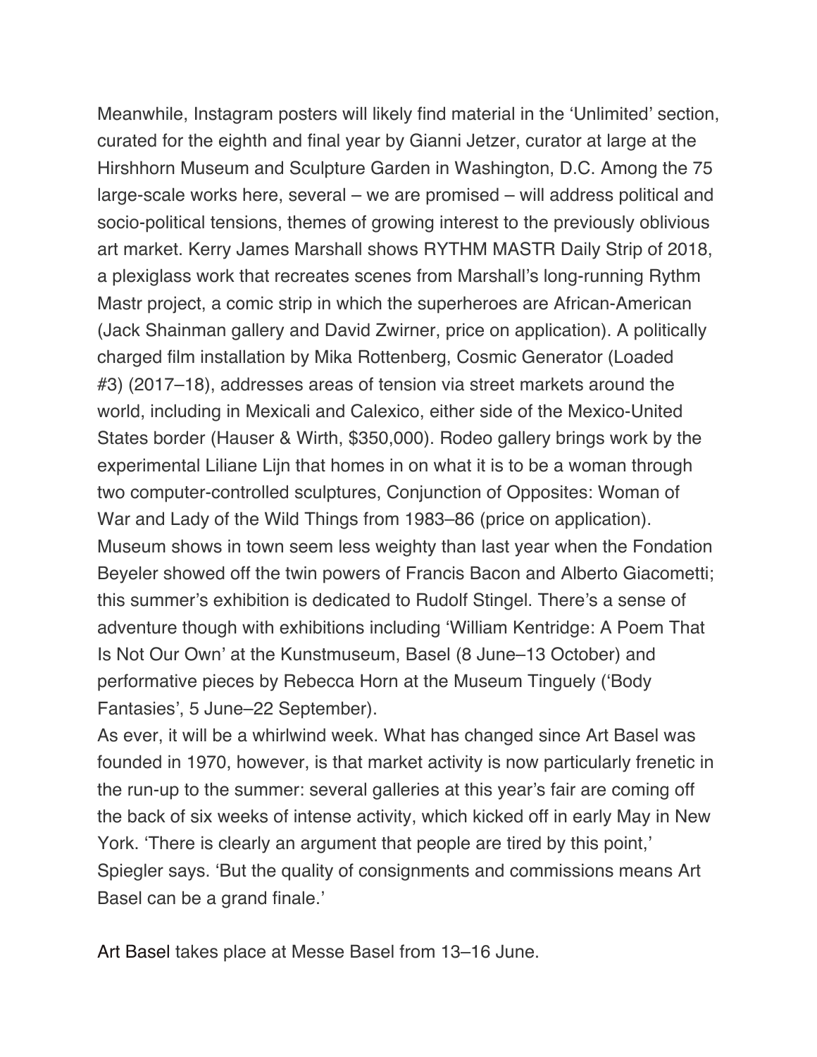Meanwhile, Instagram posters will likely find material in the 'Unlimited' section, curated for the eighth and final year by Gianni Jetzer, curator at large at the Hirshhorn Museum and Sculpture Garden in Washington, D.C. Among the 75 large-scale works here, several – we are promised – will address political and socio-political tensions, themes of growing interest to the previously oblivious art market. Kerry James Marshall shows RYTHM MASTR Daily Strip of 2018, a plexiglass work that recreates scenes from Marshall's long-running Rythm Mastr project, a comic strip in which the superheroes are African-American (Jack Shainman gallery and David Zwirner, price on application). A politically charged film installation by Mika Rottenberg, Cosmic Generator (Loaded #3) (2017–18), addresses areas of tension via street markets around the world, including in Mexicali and Calexico, either side of the Mexico-United States border (Hauser & Wirth, $350,000). Rodeo gallery brings work by the experimental Liliane Lijn that homes in on what it is to be a woman through two computer-controlled sculptures, Conjunction of Opposites: Woman of War and Lady of the Wild Things from 1983–86 (price on application). Museum shows in town seem less weighty than last year when the Fondation Beyeler showed off the twin powers of Francis Bacon and Alberto Giacometti; this summer's exhibition is dedicated to Rudolf Stingel. There's a sense of adventure though with exhibitions including 'William Kentridge: A Poem That Is Not Our Own' at the Kunstmuseum, Basel (8 June–13 October) and performative pieces by Rebecca Horn at the Museum Tinguely ('Body Fantasies', 5 June–22 September).

As ever, it will be a whirlwind week. What has changed since Art Basel was founded in 1970, however, is that market activity is now particularly frenetic in the run-up to the summer: several galleries at this year's fair are coming off the back of six weeks of intense activity, which kicked off in early May in New York. 'There is clearly an argument that people are tired by this point,' Spiegler says. 'But the quality of consignments and commissions means Art Basel can be a grand finale.'

Art Basel takes place at Messe Basel from 13–16 June.